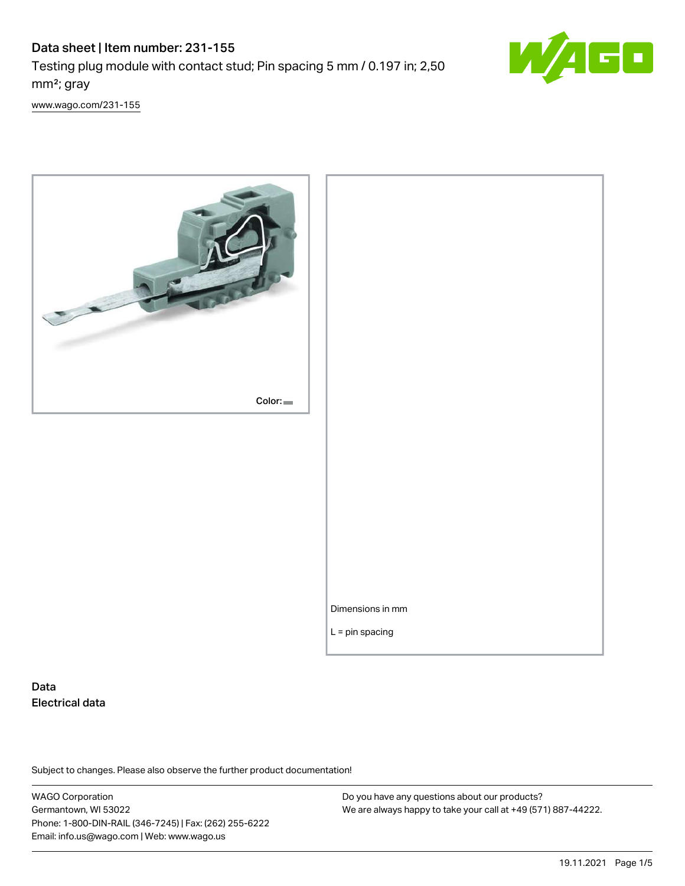# Data sheet | Item number: 231-155

Testing plug module with contact stud; Pin spacing 5 mm / 0.197 in; 2,50 mm²; gray

www.wago.com/231-155

Color:

Dimensions in mm

L = pin spacing

## Data

### Electrical data

Subject to changes. Please also observe the further product documentation!

WAGO Corporation
Germantown, WI 53022
Phone: 1-800-DIN-RAIL (346-7245) | Fax: (262) 255-6222
Email: info.us@wago.com | Web: www.wago.us

Do you have any questions about our products?
We are always happy to take your call at +49 (571) 887-44222.

19.11.2021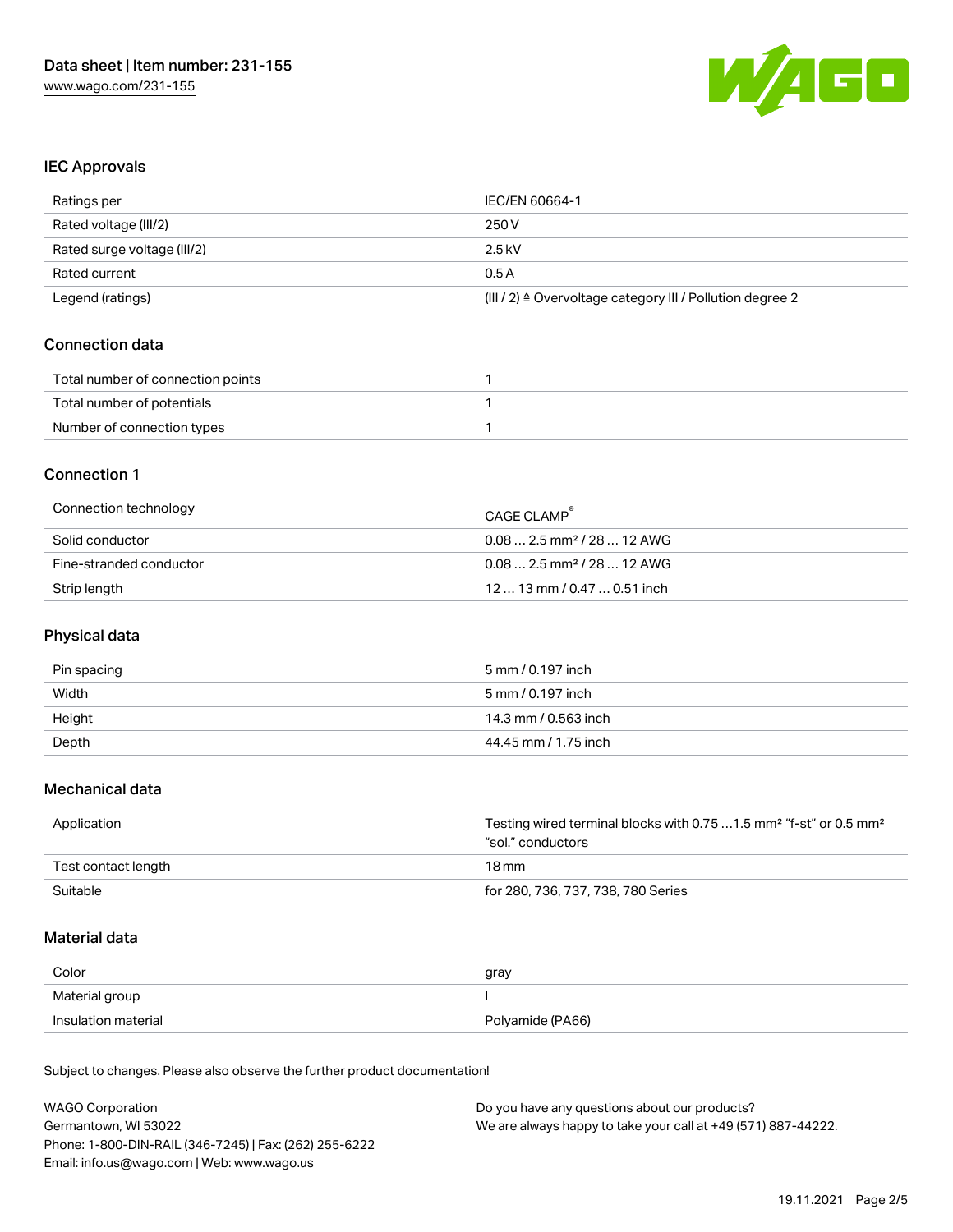## IEC Approvals

| | |
|---|---|
| Ratings per | IEC/EN 60664-1 |
| Rated voltage (III/2) | 250 V |
| Rated surge voltage (III/2) | 2.5 kV |
| Rated current | 0.5 A |
| Legend (ratings) | (III / 2) ≙ Overvoltage category III / Pollution degree 2 |

## Connection data

| | |
|---|---|
| Total number of connection points | 1 |
| Total number of potentials | 1 |
| Number of connection types | 1 |

## Connection 1

| | |
|---|---|
| Connection technology | CAGE CLAMP® |
| Solid conductor | 0.08 … 2.5 mm² / 28 … 12 AWG |
| Fine-stranded conductor | 0.08 … 2.5 mm² / 28 … 12 AWG |
| Strip length | 12 … 13 mm / 0.47 … 0.51 inch |

## Physical data

| | |
|---|---|
| Pin spacing | 5 mm / 0.197 inch |
| Width | 5 mm / 0.197 inch |
| Height | 14.3 mm / 0.563 inch |
| Depth | 44.45 mm / 1.75 inch |

## Mechanical data

| | |
|---|---|
| Application | Testing wired terminal blocks with 0.75 …1.5 mm² "f-st" or 0.5 mm² "sol." conductors |
| Test contact length | 18 mm |
| Suitable | for 280, 736, 737, 738, 780 Series |

## Material data

| | |
|---|---|
| Color | gray |
| Material group | I |
| Insulation material | Polyamide (PA66) |

Subject to changes. Please also observe the further product documentation!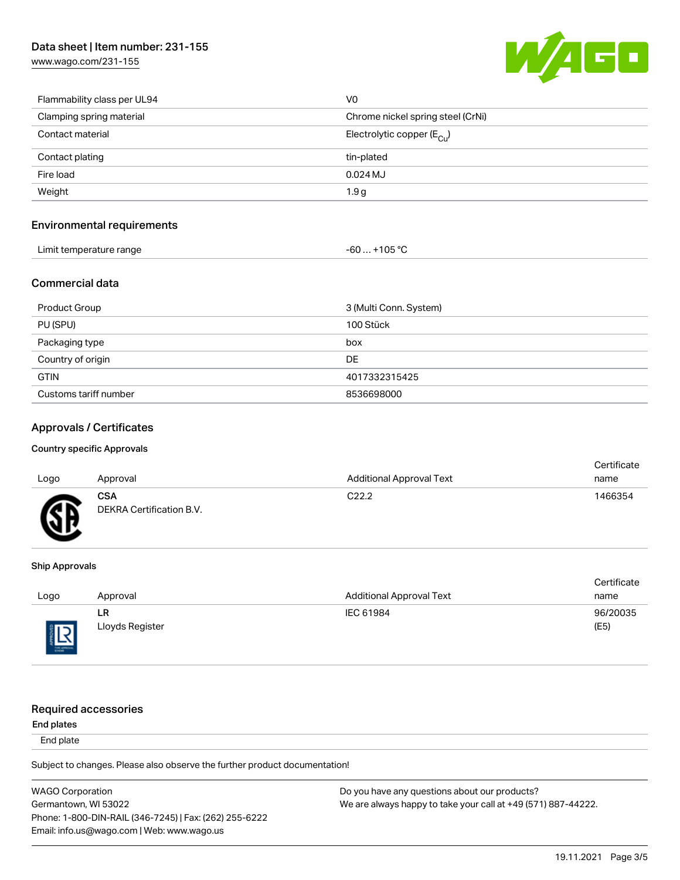| | |
|---|---|
| Flammability class per UL94 | V0 |
| Clamping spring material | Chrome nickel spring steel (CrNi) |
| Contact material | Electrolytic copper ($E_{Cu}$) |
| Contact plating | tin-plated |
| Fire load | 0.024 MJ |
| Weight | 1.9 g |

## Environmental requirements

| | |
|---|---|
| Limit temperature range | -60 … +105 °C |

## Commercial data

| | |
|---|---|
| Product Group | 3 (Multi Conn. System) |
| PU (SPU) | 100 Stück |
| Packaging type | box |
| Country of origin | DE |
| GTIN | 4017332315425 |
| Customs tariff number | 8536698000 |

## Approvals / Certificates

### Country specific Approvals

| Logo | Approval | Additional Approval Text | Certificate name |
|---|---|---|---|
| | **CSA** DEKRA Certification B.V. | C22.2 | 1466354 |

### Ship Approvals

| Logo | Approval | Additional Approval Text | Certificate name |
|---|---|---|---|
| | **LR** Lloyds Register | IEC 61984 | 96/20035 (E5) |

## Required accessories

### End plates

End plate

Subject to changes. Please also observe the further product documentation!

WAGO Corporation
Germantown, WI 53022
Phone: 1-800-DIN-RAIL (346-7245) | Fax: (262) 255-6222
Email: info.us@wago.com | Web: www.wago.us

Do you have any questions about our products?
We are always happy to take your call at +49 (571) 887-44222.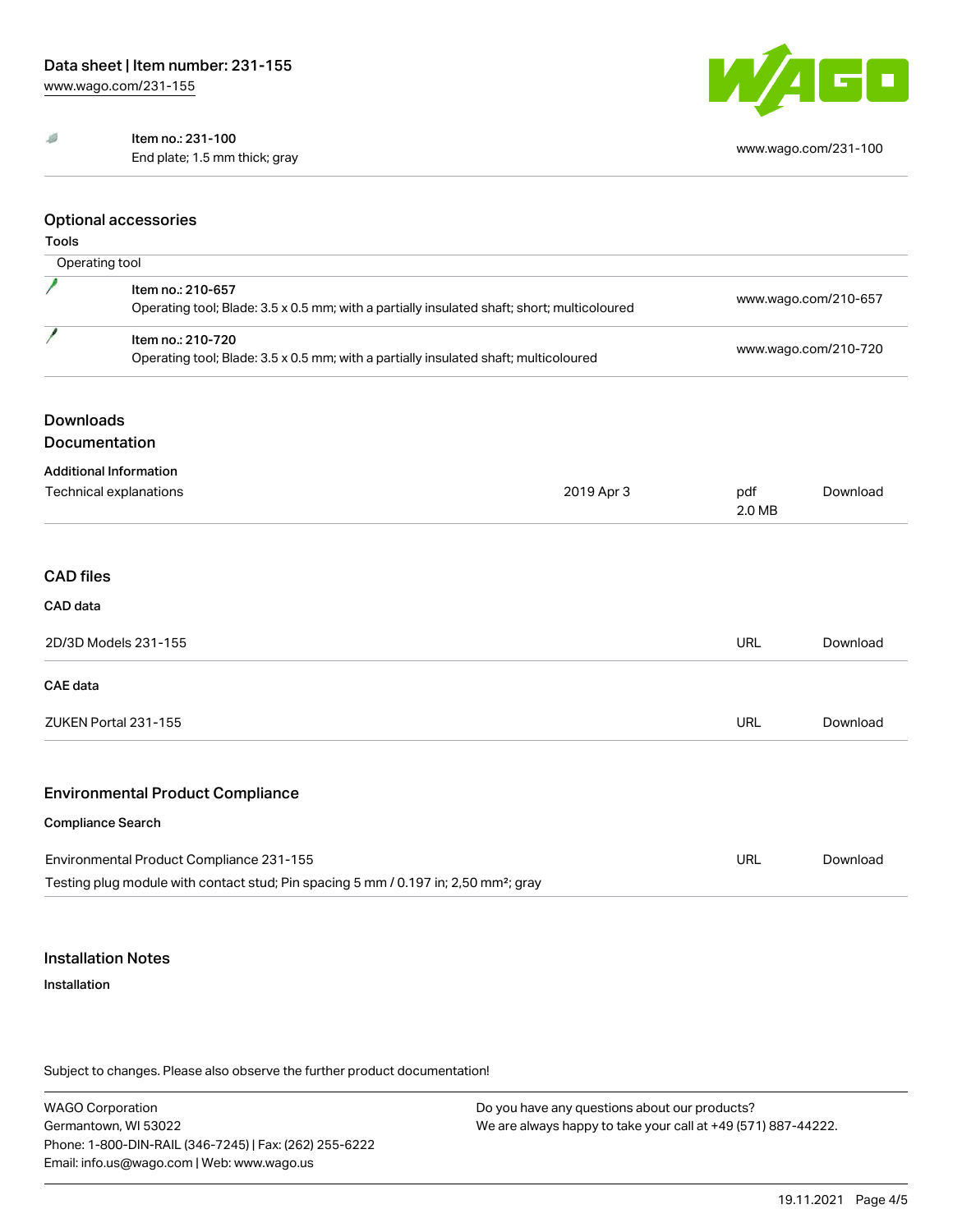| | | |
|---|---|---|
| | Item no.: 231-100<br>End plate; 1.5 mm thick; gray | www.wago.com/231-100 |

## Optional accessories

### Tools

| Operating tool | | |
|---|---|---|
| | Item no.: 210-657<br>Operating tool; Blade: 3.5 x 0.5 mm; with a partially insulated shaft; short; multicoloured | www.wago.com/210-657 |
| | Item no.: 210-720<br>Operating tool; Blade: 3.5 x 0.5 mm; with a partially insulated shaft; multicoloured | www.wago.com/210-720 |

## Downloads
## Documentation

### Additional Information

| | | | |
|---|---|---|---|
| Technical explanations | 2019 Apr 3 | pdf<br>2.0 MB | Download |

## CAD files

### CAD data

| | | |
|---|---|---|
| 2D/3D Models 231-155 | URL | Download |

### CAE data

| | | |
|---|---|---|
| ZUKEN Portal 231-155 | URL | Download |

## Environmental Product Compliance

### Compliance Search

| | | |
|---|---|---|
| Environmental Product Compliance 231-155<br>Testing plug module with contact stud; Pin spacing 5 mm / 0.197 in; 2,50 mm²; gray | URL | Download |

## Installation Notes

### Installation

Subject to changes. Please also observe the further product documentation!

WAGO Corporation
Germantown, WI 53022
Phone: 1-800-DIN-RAIL (346-7245) | Fax: (262) 255-6222
Email: info.us@wago.com | Web: www.wago.us

Do you have any questions about our products?
We are always happy to take your call at +49 (571) 887-44222.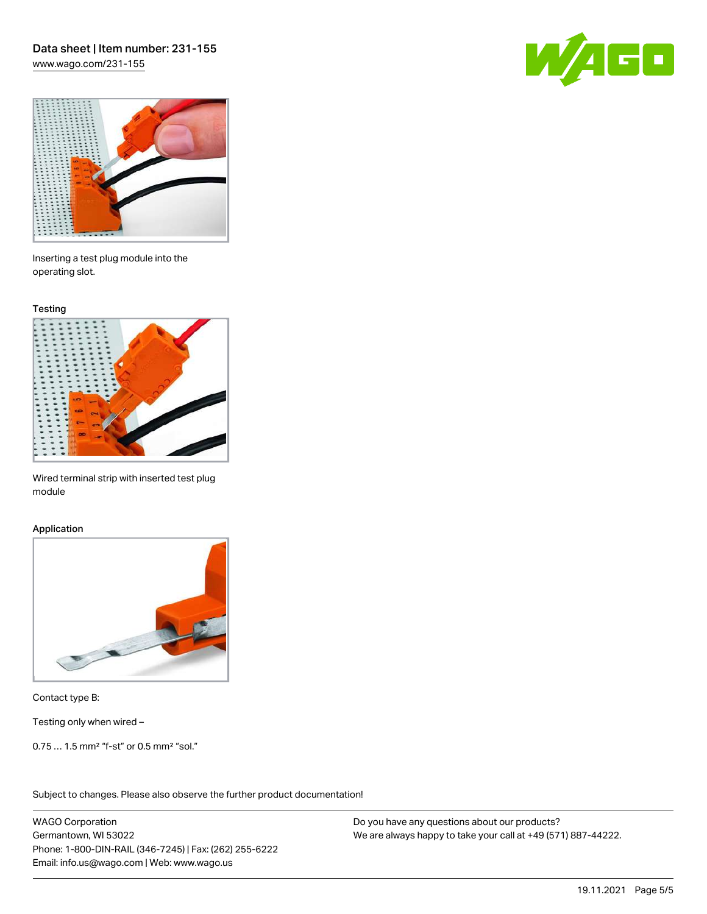Inserting a test plug module into the operating slot.

### Testing

Wired terminal strip with inserted test plug module

### Application

Contact type B:

Testing only when wired –

0.75 … 1.5 mm² "f-st" or 0.5 mm² "sol."

Subject to changes. Please also observe the further product documentation!

WAGO Corporation
Germantown, WI 53022
Phone: 1-800-DIN-RAIL (346-7245) | Fax: (262) 255-6222
Email: info.us@wago.com | Web: www.wago.us

Do you have any questions about our products?
We are always happy to take your call at +49 (571) 887-44222.